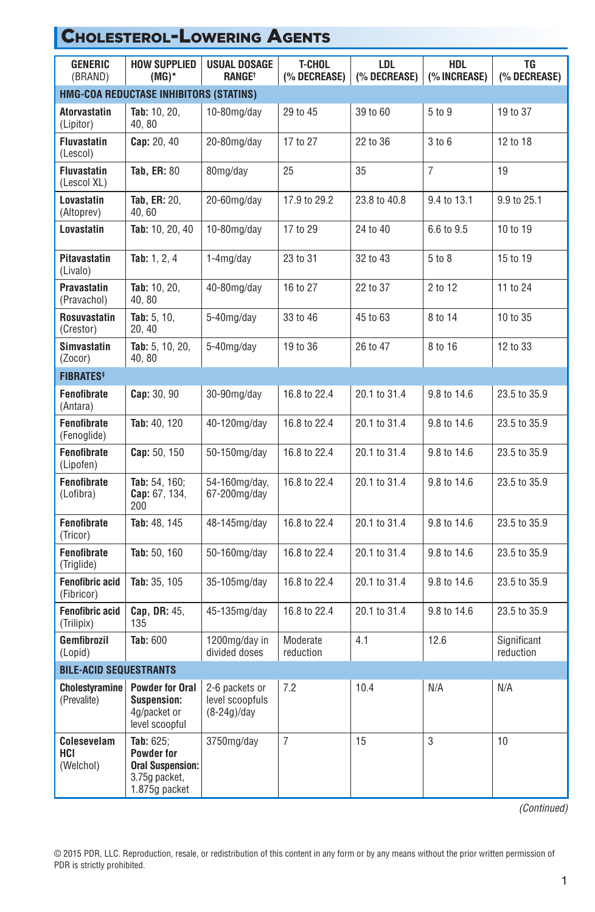# Cholesterol-Lowering Agents

| GENERIC (BRAND) | HOW SUPPLIED (MG)* | USUAL DOSAGE RANGE† | T-CHOL (% DECREASE) | LDL (% DECREASE) | HDL (% INCREASE) | TG (% DECREASE) |
|---|---|---|---|---|---|---|
| **HMG-COA REDUCTASE INHIBITORS (STATINS)** | | | | | | |
| **Atorvastatin** (Lipitor) | **Tab:** 10, 20, 40, 80 | 10-80mg/day | 29 to 45 | 39 to 60 | 5 to 9 | 19 to 37 |
| **Fluvastatin** (Lescol) | **Cap:** 20, 40 | 20-80mg/day | 17 to 27 | 22 to 36 | 3 to 6 | 12 to 18 |
| **Fluvastatin** (Lescol XL) | **Tab, ER:** 80 | 80mg/day | 25 | 35 | 7 | 19 |
| **Lovastatin** (Altoprev) | **Tab, ER:** 20, 40, 60 | 20-60mg/day | 17.9 to 29.2 | 23.8 to 40.8 | 9.4 to 13.1 | 9.9 to 25.1 |
| **Lovastatin** | **Tab:** 10, 20, 40 | 10-80mg/day | 17 to 29 | 24 to 40 | 6.6 to 9.5 | 10 to 19 |
| **Pitavastatin** (Livalo) | **Tab:** 1, 2, 4 | 1-4mg/day | 23 to 31 | 32 to 43 | 5 to 8 | 15 to 19 |
| **Pravastatin** (Pravachol) | **Tab:** 10, 20, 40, 80 | 40-80mg/day | 16 to 27 | 22 to 37 | 2 to 12 | 11 to 24 |
| **Rosuvastatin** (Crestor) | **Tab:** 5, 10, 20, 40 | 5-40mg/day | 33 to 46 | 45 to 63 | 8 to 14 | 10 to 35 |
| **Simvastatin** (Zocor) | **Tab:** 5, 10, 20, 40, 80 | 5-40mg/day | 19 to 36 | 26 to 47 | 8 to 16 | 12 to 33 |
| **FIBRATES‡** | | | | | | |
| **Fenofibrate** (Antara) | **Cap:** 30, 90 | 30-90mg/day | 16.8 to 22.4 | 20.1 to 31.4 | 9.8 to 14.6 | 23.5 to 35.9 |
| **Fenofibrate** (Fenoglide) | **Tab:** 40, 120 | 40-120mg/day | 16.8 to 22.4 | 20.1 to 31.4 | 9.8 to 14.6 | 23.5 to 35.9 |
| **Fenofibrate** (Lipofen) | **Cap:** 50, 150 | 50-150mg/day | 16.8 to 22.4 | 20.1 to 31.4 | 9.8 to 14.6 | 23.5 to 35.9 |
| **Fenofibrate** (Lofibra) | **Tab:** 54, 160; **Cap:** 67, 134, 200 | 54-160mg/day, 67-200mg/day | 16.8 to 22.4 | 20.1 to 31.4 | 9.8 to 14.6 | 23.5 to 35.9 |
| **Fenofibrate** (Tricor) | **Tab:** 48, 145 | 48-145mg/day | 16.8 to 22.4 | 20.1 to 31.4 | 9.8 to 14.6 | 23.5 to 35.9 |
| **Fenofibrate** (Triglide) | **Tab:** 50, 160 | 50-160mg/day | 16.8 to 22.4 | 20.1 to 31.4 | 9.8 to 14.6 | 23.5 to 35.9 |
| **Fenofibric acid** (Fibricor) | **Tab:** 35, 105 | 35-105mg/day | 16.8 to 22.4 | 20.1 to 31.4 | 9.8 to 14.6 | 23.5 to 35.9 |
| **Fenofibric acid** (Trilipix) | **Cap, DR:** 45, 135 | 45-135mg/day | 16.8 to 22.4 | 20.1 to 31.4 | 9.8 to 14.6 | 23.5 to 35.9 |
| **Gemfibrozil** (Lopid) | **Tab:** 600 | 1200mg/day in divided doses | Moderate reduction | 4.1 | 12.6 | Significant reduction |
| **BILE-ACID SEQUESTRANTS** | | | | | | |
| **Cholestyramine** (Prevalite) | **Powder for Oral Suspension:** 4g/packet or level scoopful | 2-6 packets or level scoopfuls (8-24g)/day | 7.2 | 10.4 | N/A | N/A |
| **Colesevelam HCl** (Welchol) | **Tab:** 625; **Powder for Oral Suspension:** 3.75g packet, 1.875g packet | 3750mg/day | 7 | 15 | 3 | 10 |

*(Continued)*

© 2015 PDR, LLC. Reproduction, resale, or redistribution of this content in any form or by any means without the prior written permission of PDR is strictly prohibited.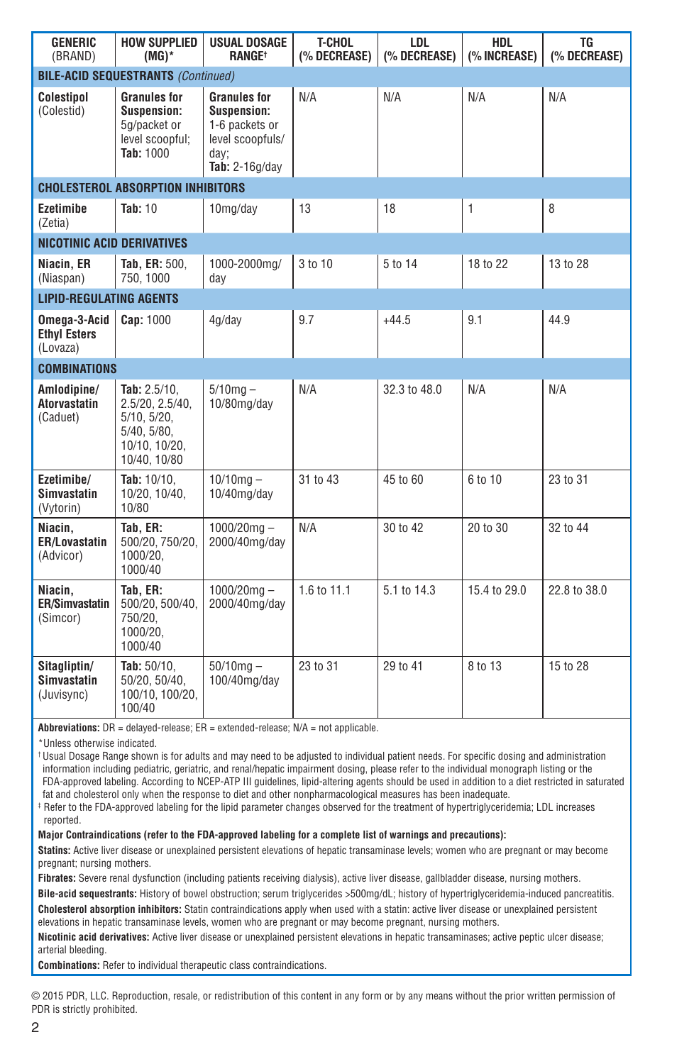| GENERIC (BRAND) | HOW SUPPLIED (MG)* | USUAL DOSAGE RANGE† | T-CHOL (% DECREASE) | LDL (% DECREASE) | HDL (% INCREASE) | TG (% DECREASE) |
|---|---|---|---|---|---|---|
| **BILE-ACID SEQUESTRANTS** *(Continued)* | | | | | | |
| **Colestipol** (Colestid) | **Granules for Suspension:** 5g/packet or level scoopful; **Tab:** 1000 | **Granules for Suspension:** 1-6 packets or level scoopfuls/ day; **Tab:** 2-16g/day | N/A | N/A | N/A | N/A |
| **CHOLESTEROL ABSORPTION INHIBITORS** | | | | | | |
| **Ezetimibe** (Zetia) | **Tab:** 10 | 10mg/day | 13 | 18 | 1 | 8 |
| **NICOTINIC ACID DERIVATIVES** | | | | | | |
| **Niacin, ER** (Niaspan) | **Tab, ER:** 500, 750, 1000 | 1000-2000mg/ day | 3 to 10 | 5 to 14 | 18 to 22 | 13 to 28 |
| **LIPID-REGULATING AGENTS** | | | | | | |
| **Omega-3-Acid Ethyl Esters** (Lovaza) | **Cap:** 1000 | 4g/day | 9.7 | +44.5 | 9.1 | 44.9 |
| **COMBINATIONS** | | | | | | |
| **Amlodipine/ Atorvastatin** (Caduet) | **Tab:** 2.5/10, 2.5/20, 2.5/40, 5/10, 5/20, 5/40, 5/80, 10/10, 10/20, 10/40, 10/80 | 5/10mg – 10/80mg/day | N/A | 32.3 to 48.0 | N/A | N/A |
| **Ezetimibe/ Simvastatin** (Vytorin) | **Tab:** 10/10, 10/20, 10/40, 10/80 | 10/10mg – 10/40mg/day | 31 to 43 | 45 to 60 | 6 to 10 | 23 to 31 |
| **Niacin, ER/Lovastatin** (Advicor) | **Tab, ER:** 500/20, 750/20, 1000/20, 1000/40 | 1000/20mg – 2000/40mg/day | N/A | 30 to 42 | 20 to 30 | 32 to 44 |
| **Niacin, ER/Simvastatin** (Simcor) | **Tab, ER:** 500/20, 500/40, 750/20, 1000/20, 1000/40 | 1000/20mg – 2000/40mg/day | 1.6 to 11.1 | 5.1 to 14.3 | 15.4 to 29.0 | 22.8 to 38.0 |
| **Sitagliptin/ Simvastatin** (Juvisync) | **Tab:** 50/10, 50/20, 50/40, 100/10, 100/20, 100/40 | 50/10mg – 100/40mg/day | 23 to 31 | 29 to 41 | 8 to 13 | 15 to 28 |

**Abbreviations:** DR = delayed-release; ER = extended-release; N/A = not applicable.

*Unless otherwise indicated.

† Usual Dosage Range shown is for adults and may need to be adjusted to individual patient needs. For specific dosing and administration information including pediatric, geriatric, and renal/hepatic impairment dosing, please refer to the individual monograph listing or the FDA-approved labeling. According to NCEP-ATP III guidelines, lipid-altering agents should be used in addition to a diet restricted in saturated fat and cholesterol only when the response to diet and other nonpharmacological measures has been inadequate.

‡ Refer to the FDA-approved labeling for the lipid parameter changes observed for the treatment of hypertriglyceridemia; LDL increases reported.

**Major Contraindications (refer to the FDA-approved labeling for a complete list of warnings and precautions):**

**Statins:** Active liver disease or unexplained persistent elevations of hepatic transaminase levels; women who are pregnant or may become pregnant; nursing mothers.

**Fibrates:** Severe renal dysfunction (including patients receiving dialysis), active liver disease, gallbladder disease, nursing mothers.

**Bile-acid sequestrants:** History of bowel obstruction; serum triglycerides >500mg/dL; history of hypertriglyceridemia-induced pancreatitis.

**Cholesterol absorption inhibitors:** Statin contraindications apply when used with a statin: active liver disease or unexplained persistent elevations in hepatic transaminase levels, women who are pregnant or may become pregnant, nursing mothers.

**Nicotinic acid derivatives:** Active liver disease or unexplained persistent elevations in hepatic transaminases; active peptic ulcer disease; arterial bleeding.

**Combinations:** Refer to individual therapeutic class contraindications.

© 2015 PDR, LLC. Reproduction, resale, or redistribution of this content in any form or by any means without the prior written permission of PDR is strictly prohibited.